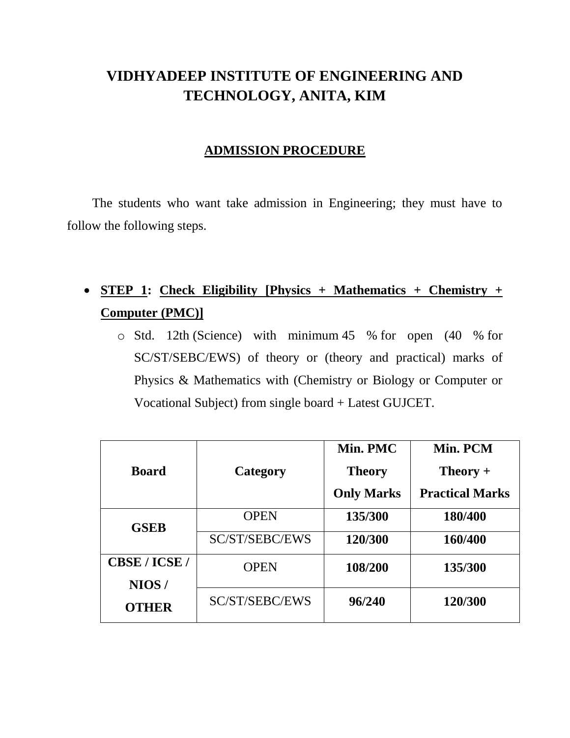# VIDHYADEEP INSTITUTE OF ENGINEERING AND TECHNOLOGY, ANITA, KIM

## ADMISSION PROCEDURE

The students who want take admission in Engineering; they must have to follow the following steps.

- **STEP 1: Check Eligibility [Physics + Mathematics + Chemistry + Computer (PMC)]**
  - Std. 12th (Science) with minimum 45 % for open (40 % for SC/ST/SEBC/EWS) of theory or (theory and practical) marks of Physics & Mathematics with (Chemistry or Biology or Computer or Vocational Subject) from single board + Latest GUJCET.

| Board | Category | Min. PMC Theory Only Marks | Min. PCM Theory + Practical Marks |
|---|---|---|---|
| GSEB | OPEN | 135/300 | 180/400 |
| | SC/ST/SEBC/EWS | 120/300 | 160/400 |
| CBSE / ICSE / NIOS / OTHER | OPEN | 108/200 | 135/300 |
| | SC/ST/SEBC/EWS | 96/240 | 120/300 |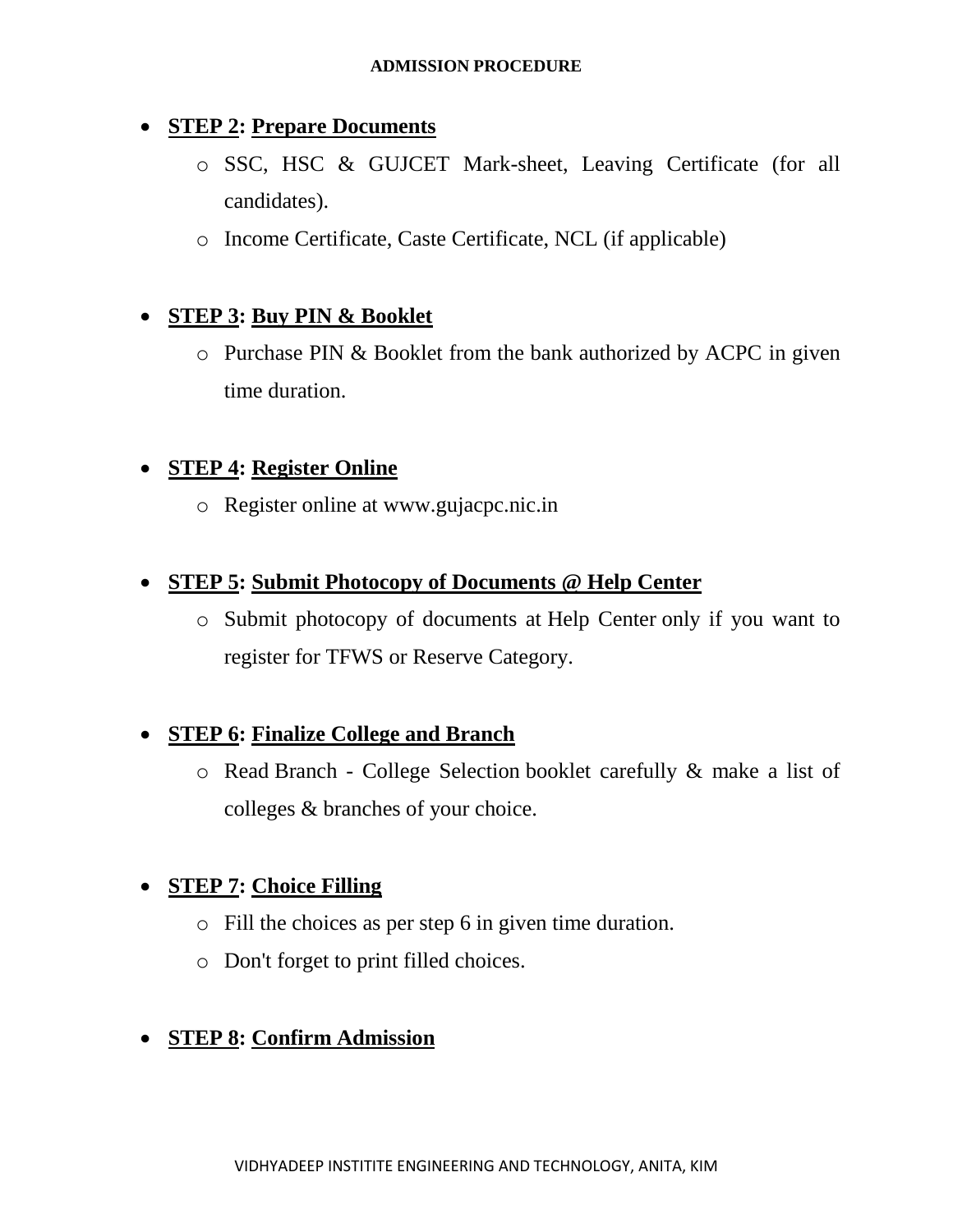**ADMISSION PROCEDURE**

- **STEP 2: Prepare Documents**
  - SSC, HSC & GUJCET Mark-sheet, Leaving Certificate (for all candidates).
  - Income Certificate, Caste Certificate, NCL (if applicable)

- **STEP 3: Buy PIN & Booklet**
  - Purchase PIN & Booklet from the bank authorized by ACPC in given time duration.

- **STEP 4: Register Online**
  - Register online at www.gujacpc.nic.in

- **STEP 5: Submit Photocopy of Documents @ Help Center**
  - Submit photocopy of documents at Help Center only if you want to register for TFWS or Reserve Category.

- **STEP 6: Finalize College and Branch**
  - Read Branch - College Selection booklet carefully & make a list of colleges & branches of your choice.

- **STEP 7: Choice Filling**
  - Fill the choices as per step 6 in given time duration.
  - Don't forget to print filled choices.

- **STEP 8: Confirm Admission**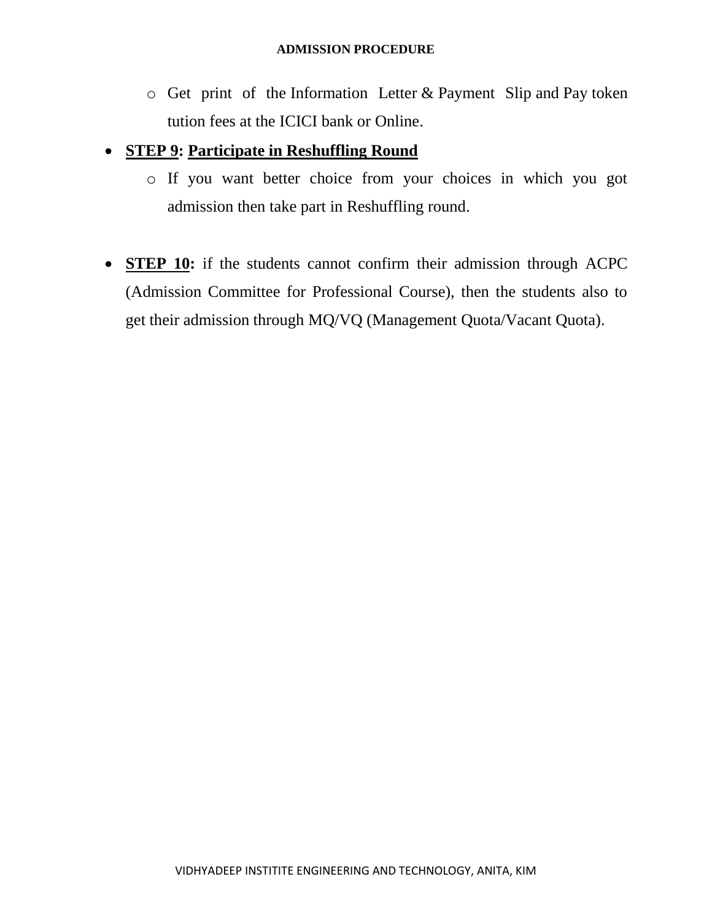- Get print of the Information Letter & Payment Slip and Pay token tution fees at the ICICI bank or Online.

- **STEP 9: Participate in Reshuffling Round**
  - If you want better choice from your choices in which you got admission then take part in Reshuffling round.

- **STEP 10:** if the students cannot confirm their admission through ACPC (Admission Committee for Professional Course), then the students also to get their admission through MQ/VQ (Management Quota/Vacant Quota).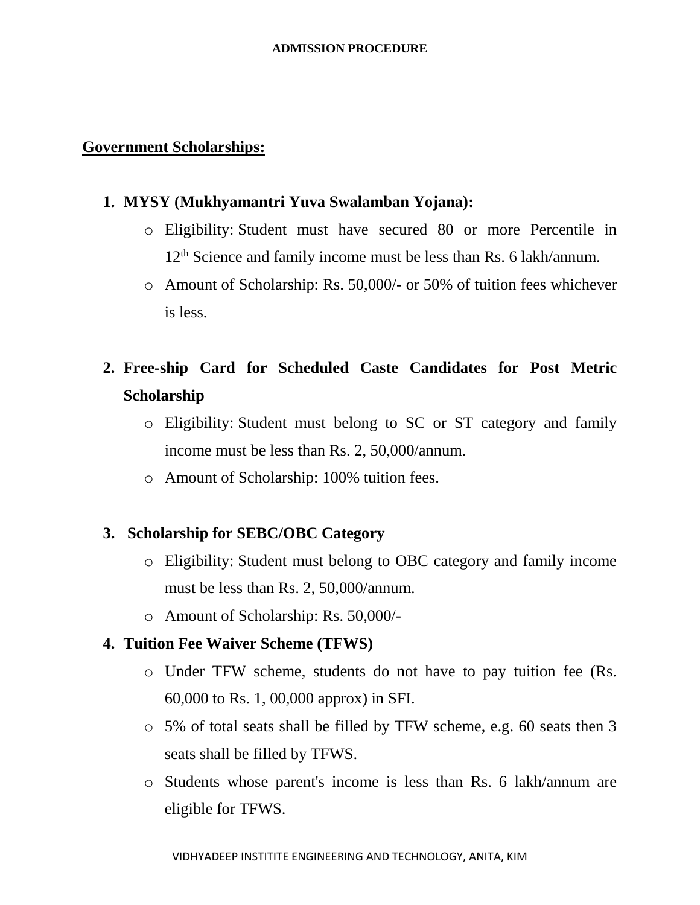## Government Scholarships:

1. **MYSY (Mukhyamantri Yuva Swalamban Yojana):**
    - Eligibility: Student must have secured 80 or more Percentile in 12th Science and family income must be less than Rs. 6 lakh/annum.
    - Amount of Scholarship: Rs. 50,000/- or 50% of tuition fees whichever is less.

2. **Free-ship Card for Scheduled Caste Candidates for Post Metric Scholarship**
    - Eligibility: Student must belong to SC or ST category and family income must be less than Rs. 2, 50,000/annum.
    - Amount of Scholarship: 100% tuition fees.

3. **Scholarship for SEBC/OBC Category**
    - Eligibility: Student must belong to OBC category and family income must be less than Rs. 2, 50,000/annum.
    - Amount of Scholarship: Rs. 50,000/-

4. **Tuition Fee Waiver Scheme (TFWS)**
    - Under TFW scheme, students do not have to pay tuition fee (Rs. 60,000 to Rs. 1, 00,000 approx) in SFI.
    - 5% of total seats shall be filled by TFW scheme, e.g. 60 seats then 3 seats shall be filled by TFWS.
    - Students whose parent's income is less than Rs. 6 lakh/annum are eligible for TFWS.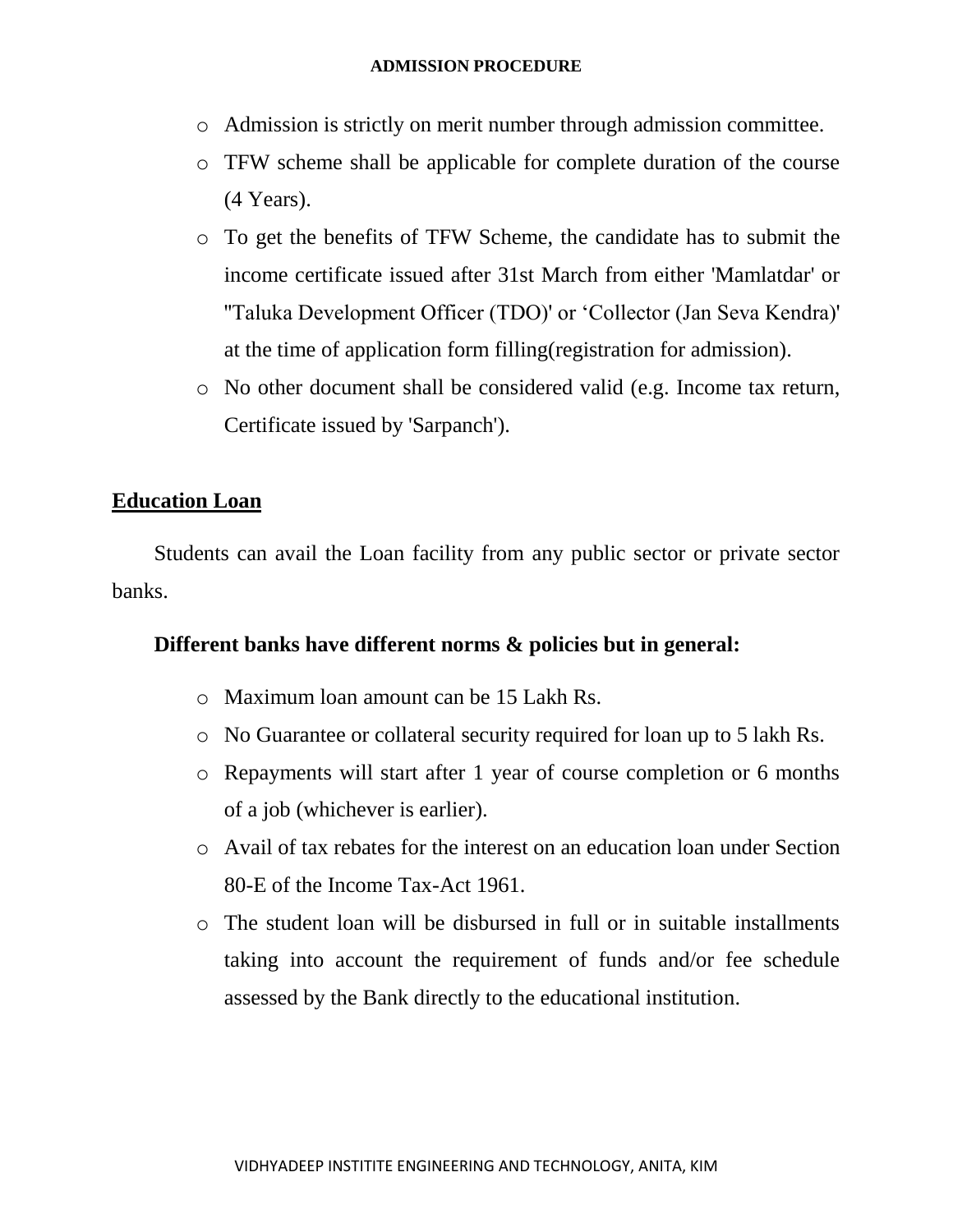- Admission is strictly on merit number through admission committee.
- TFW scheme shall be applicable for complete duration of the course (4 Years).
- To get the benefits of TFW Scheme, the candidate has to submit the income certificate issued after 31st March from either 'Mamlatdar' or ''Taluka Development Officer (TDO)' or 'Collector (Jan Seva Kendra)' at the time of application form filling(registration for admission).
- No other document shall be considered valid (e.g. Income tax return, Certificate issued by 'Sarpanch').

## Education Loan

Students can avail the Loan facility from any public sector or private sector banks.

**Different banks have different norms & policies but in general:**

- Maximum loan amount can be 15 Lakh Rs.
- No Guarantee or collateral security required for loan up to 5 lakh Rs.
- Repayments will start after 1 year of course completion or 6 months of a job (whichever is earlier).
- Avail of tax rebates for the interest on an education loan under Section 80-E of the Income Tax-Act 1961.
- The student loan will be disbursed in full or in suitable installments taking into account the requirement of funds and/or fee schedule assessed by the Bank directly to the educational institution.